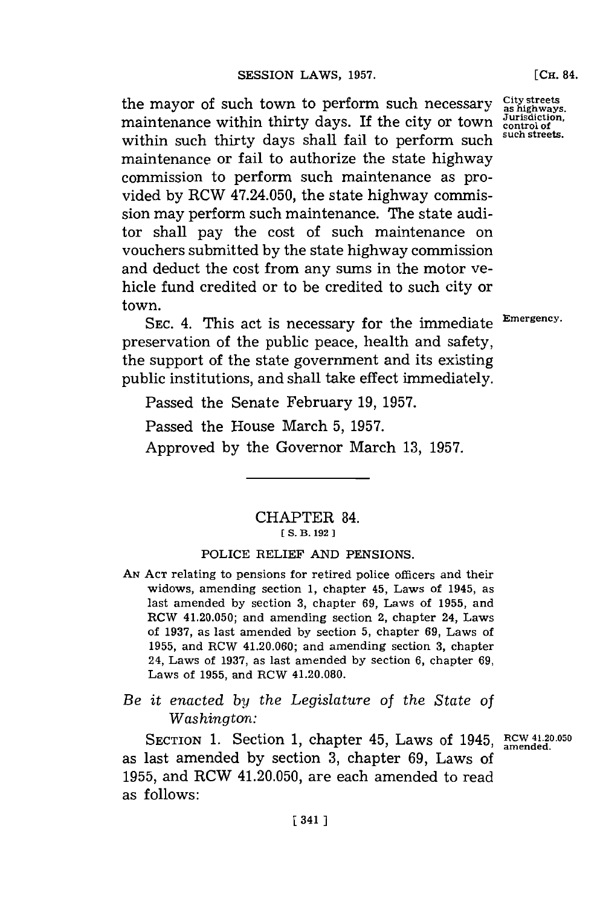the mayor of such town to perform such necessary maintenance within thirty days. If the city or town within such thirty days shall fail to perform such maintenance or fail to authorize the state highway commission to perform such maintenance as provided by RCW 47.24.050, the state highway commission may perform such maintenance. The state auditor shall pay the cost of such maintenance on vouchers submitted by the state highway commission and deduct the cost from any sums in the motor vehicle fund credited or to be credited to such city or town.

City streets as highways. Jurisdiction, control of such streets.

SEC. 4. This act is necessary for the immediate preservation of the public peace, health and safety, the support of the state government and its existing public institutions, and shall take effect immediately.

Emergency.

Passed the Senate February 19, 1957.

Passed the House March 5, 1957.

Approved by the Governor March 13, 1957.

## CHAPTER 84.

[ S. B. 192 ]

### POLICE RELIEF AND PENSIONS.

AN ACT relating to pensions for retired police officers and their widows, amending section 1, chapter 45, Laws of 1945, as last amended by section 3, chapter 69, Laws of 1955, and RCW 41.20.050; and amending section 2, chapter 24, Laws of 1937, as last amended by section 5, chapter 69, Laws of 1955, and RCW 41.20.060; and amending section 3, chapter 24, Laws of 1937, as last amended by section 6, chapter 69, Laws of 1955, and RCW 41.20.080.

*Be it enacted by the Legislature of the State of Washington:*

SECTION 1. Section 1, chapter 45, Laws of 1945, as last amended by section 3, chapter 69, Laws of 1955, and RCW 41.20.050, are each amended to read as follows:

RCW 41.20.050 amended.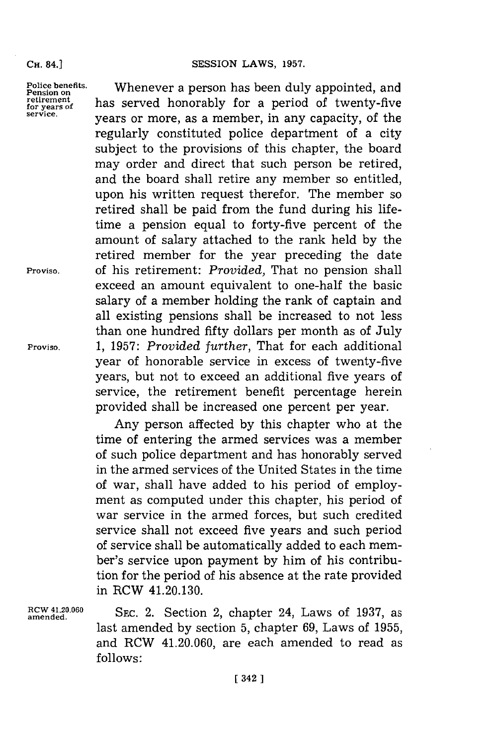Police benefits. Pension on retirement for years of service.

Whenever a person has been duly appointed, and has served honorably for a period of twenty-five years or more, as a member, in any capacity, of the regularly constituted police department of a city subject to the provisions of this chapter, the board may order and direct that such person be retired, and the board shall retire any member so entitled, upon his written request therefor. The member so retired shall be paid from the fund during his lifetime a pension equal to forty-five percent of the amount of salary attached to the rank held by the retired member for the year preceding the date of his retirement: *Provided,* That no pension shall exceed an amount equivalent to one-half the basic salary of a member holding the rank of captain and all existing pensions shall be increased to not less than one hundred fifty dollars per month as of July 1, 1957: *Provided further,* That for each additional year of honorable service in excess of twenty-five years, but not to exceed an additional five years of service, the retirement benefit percentage herein provided shall be increased one percent per year.

Proviso.

Proviso.

Any person affected by this chapter who at the time of entering the armed services was a member of such police department and has honorably served in the armed services of the United States in the time of war, shall have added to his period of employment as computed under this chapter, his period of war service in the armed forces, but such credited service shall not exceed five years and such period of service shall be automatically added to each member's service upon payment by him of his contribution for the period of his absence at the rate provided in RCW 41.20.130.

RCW 41.20.060 amended.

SEC. 2. Section 2, chapter 24, Laws of 1937, as last amended by section 5, chapter 69, Laws of 1955, and RCW 41.20.060, are each amended to read as follows: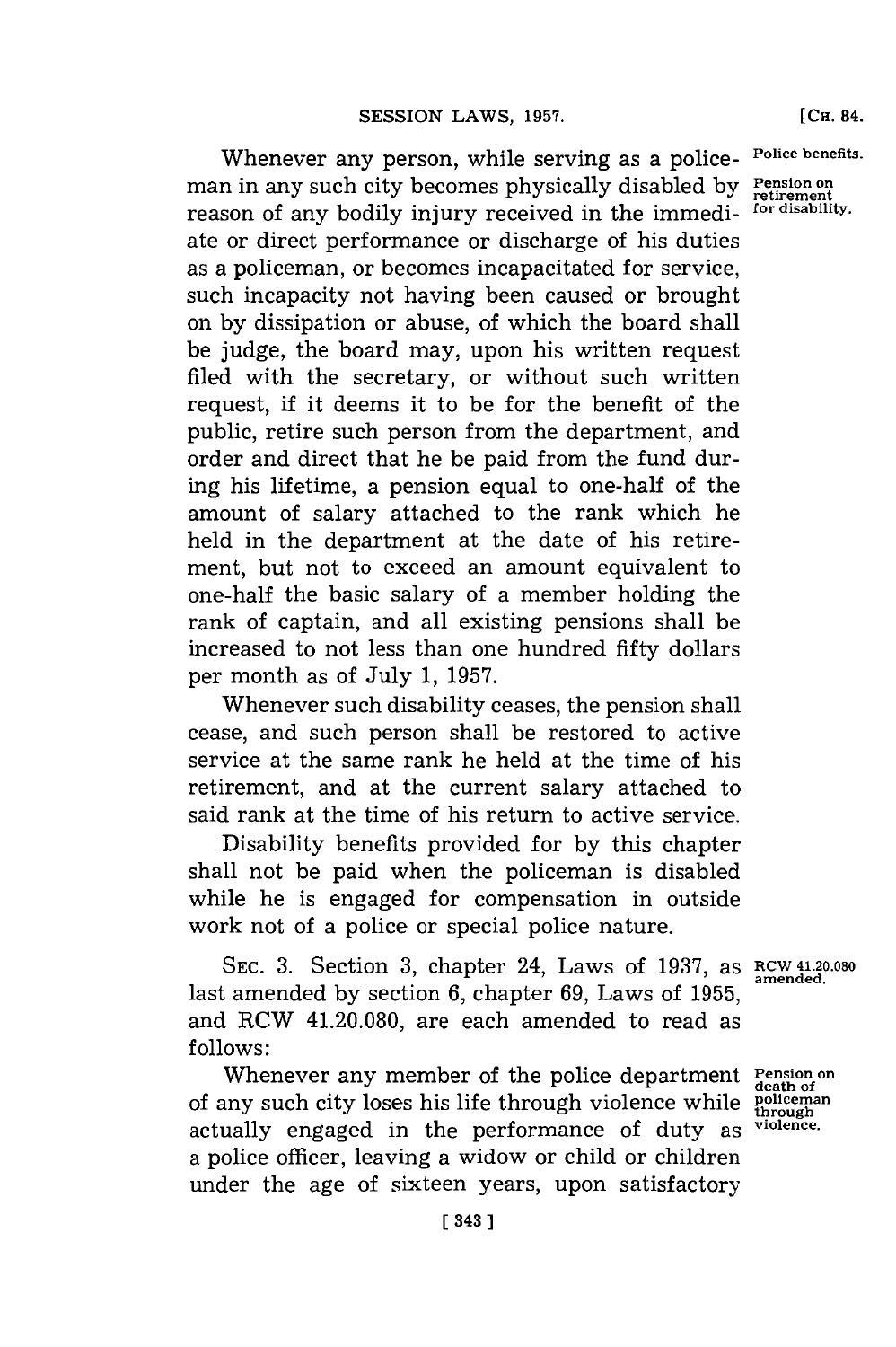Whenever any person, while serving as a policeman in any such city becomes physically disabled by reason of any bodily injury received in the immediate or direct performance or discharge of his duties as a policeman, or becomes incapacitated for service, such incapacity not having been caused or brought on by dissipation or abuse, of which the board shall be judge, the board may, upon his written request filed with the secretary, or without such written request, if it deems it to be for the benefit of the public, retire such person from the department, and order and direct that he be paid from the fund during his lifetime, a pension equal to one-half of the amount of salary attached to the rank which he held in the department at the date of his retirement, but not to exceed an amount equivalent to one-half the basic salary of a member holding the rank of captain, and all existing pensions shall be increased to not less than one hundred fifty dollars per month as of July 1, 1957.

*Police benefits.*

*Pension on retirement for disability.*

Whenever such disability ceases, the pension shall cease, and such person shall be restored to active service at the same rank he held at the time of his retirement, and at the current salary attached to said rank at the time of his return to active service.

Disability benefits provided for by this chapter shall not be paid when the policeman is disabled while he is engaged for compensation in outside work not of a police or special police nature.

SEC. 3. Section 3, chapter 24, Laws of 1937, as last amended by section 6, chapter 69, Laws of 1955, and RCW 41.20.080, are each amended to read as follows:

*RCW 41.20.080 amended.*

Whenever any member of the police department of any such city loses his life through violence while actually engaged in the performance of duty as a police officer, leaving a widow or child or children under the age of sixteen years, upon satisfactory

*Pension on death of policeman through violence.*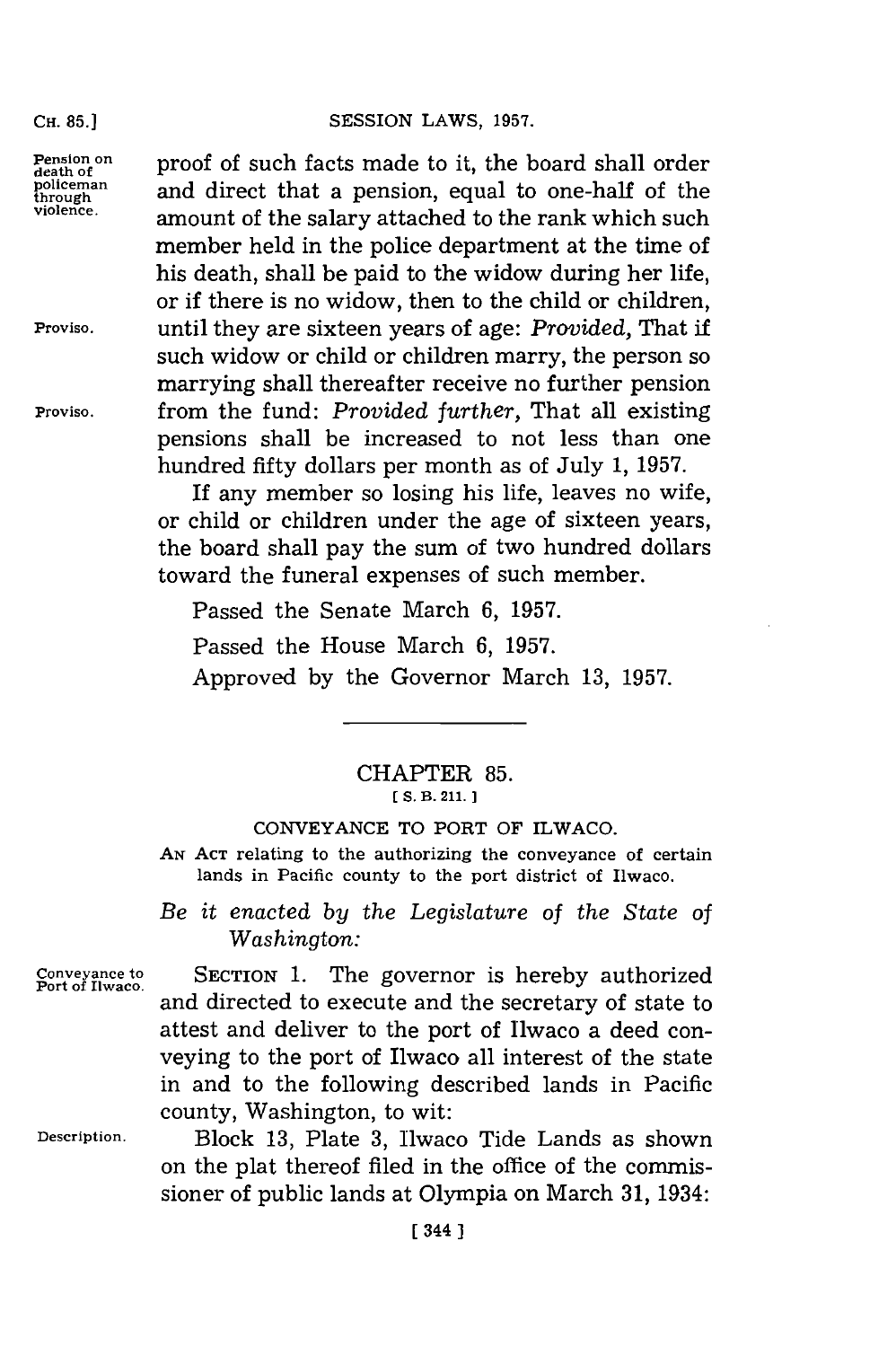Pension on death of policeman through violence.

proof of such facts made to it, the board shall order and direct that a pension, equal to one-half of the amount of the salary attached to the rank which such member held in the police department at the time of his death, shall be paid to the widow during her life, or if there is no widow, then to the child or children, until they are sixteen years of age: *Provided,* That if such widow or child or children marry, the person so marrying shall thereafter receive no further pension from the fund: *Provided further,* That all existing pensions shall be increased to not less than one hundred fifty dollars per month as of July 1, 1957.

Proviso.

Proviso.

If any member so losing his life, leaves no wife, or child or children under the age of sixteen years, the board shall pay the sum of two hundred dollars toward the funeral expenses of such member.

Passed the Senate March 6, 1957.

Passed the House March 6, 1957.

Approved by the Governor March 13, 1957.

## CHAPTER 85.

[ S. B. 211. ]

### CONVEYANCE TO PORT OF ILWACO.

AN ACT relating to the authorizing the conveyance of certain lands in Pacific county to the port district of Ilwaco.

*Be it enacted by the Legislature of the State of Washington:*

Conveyance to Port of Ilwaco.

SECTION 1. The governor is hereby authorized and directed to execute and the secretary of state to attest and deliver to the port of Ilwaco a deed conveying to the port of Ilwaco all interest of the state in and to the following described lands in Pacific county, Washington, to wit:

Description.

Block 13, Plate 3, Ilwaco Tide Lands as shown on the plat thereof filed in the office of the commissioner of public lands at Olympia on March 31, 1934: